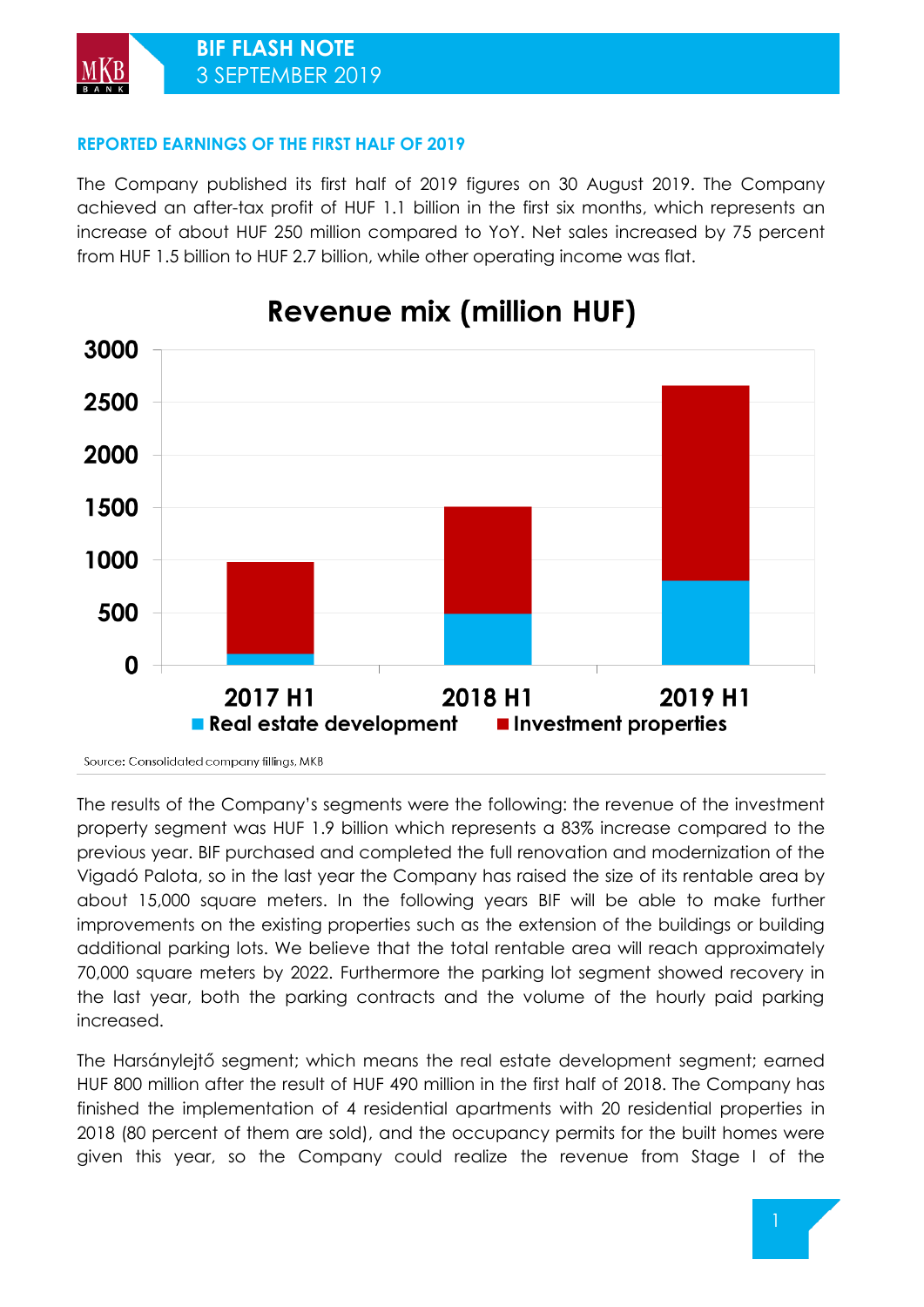# BIF FLASH NOTE

3 SEPTEMBER 2019

## REPORTED EARNINGS OF THE FIRST HALF OF 2019

The Company published its first half of 2019 figures on 30 August 2019. The Company achieved an after-tax profit of HUF 1.1 billion in the first six months, which represents an increase of about HUF 250 million compared to YoY. Net sales increased by 75 percent from HUF 1.5 billion to HUF 2.7 billion, while other operating income was flat.

**Revenue mix (million HUF)**

Source: Consolidated company fillings, MKB

The results of the Company's segments were the following: the revenue of the investment property segment was HUF 1.9 billion which represents a 83% increase compared to the previous year. BIF purchased and completed the full renovation and modernization of the Vigadó Palota, so in the last year the Company has raised the size of its rentable area by about 15,000 square meters. In the following years BIF will be able to make further improvements on the existing properties such as the extension of the buildings or building additional parking lots. We believe that the total rentable area will reach approximately 70,000 square meters by 2022. Furthermore the parking lot segment showed recovery in the last year, both the parking contracts and the volume of the hourly paid parking increased.

The Harsánylejtő segment; which means the real estate development segment; earned HUF 800 million after the result of HUF 490 million in the first half of 2018. The Company has finished the implementation of 4 residential apartments with 20 residential properties in 2018 (80 percent of them are sold), and the occupancy permits for the built homes were given this year, so the Company could realize the revenue from Stage I of the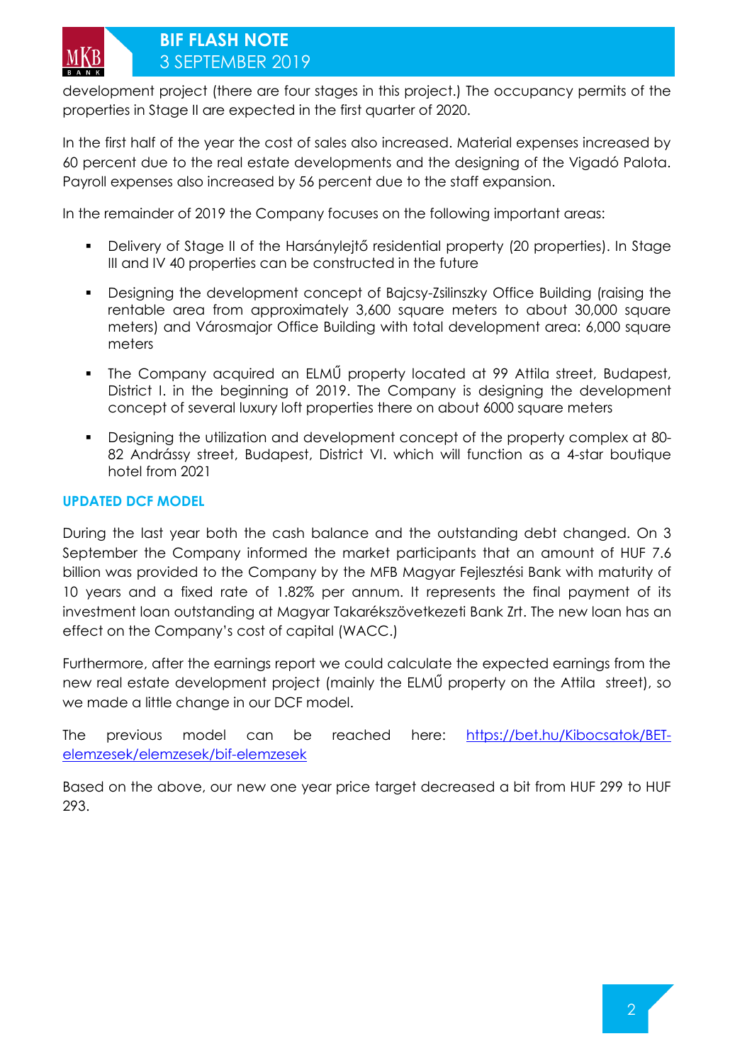development project (there are four stages in this project.) The occupancy permits of the properties in Stage II are expected in the first quarter of 2020.

In the first half of the year the cost of sales also increased. Material expenses increased by 60 percent due to the real estate developments and the designing of the Vigadó Palota. Payroll expenses also increased by 56 percent due to the staff expansion.

In the remainder of 2019 the Company focuses on the following important areas:

- Delivery of Stage II of the Harsánylejtő residential property (20 properties). In Stage III and IV 40 properties can be constructed in the future
- Designing the development concept of Bajcsy-Zsilinszky Office Building (raising the rentable area from approximately 3,600 square meters to about 30,000 square meters) and Városmajor Office Building with total development area: 6,000 square meters
- The Company acquired an ELMŰ property located at 99 Attila street, Budapest, District I. in the beginning of 2019. The Company is designing the development concept of several luxury loft properties there on about 6000 square meters
- Designing the utilization and development concept of the property complex at 80-82 Andrássy street, Budapest, District VI. which will function as a 4-star boutique hotel from 2021

## UPDATED DCF MODEL

During the last year both the cash balance and the outstanding debt changed. On 3 September the Company informed the market participants that an amount of HUF 7.6 billion was provided to the Company by the MFB Magyar Fejlesztési Bank with maturity of 10 years and a fixed rate of 1.82% per annum. It represents the final payment of its investment loan outstanding at Magyar Takarékszövetkezeti Bank Zrt. The new loan has an effect on the Company's cost of capital (WACC.)

Furthermore, after the earnings report we could calculate the expected earnings from the new real estate development project (mainly the ELMŰ property on the Attila street), so we made a little change in our DCF model.

The previous model can be reached here: https://bet.hu/Kibocsatok/BET-elemzesek/elemzesek/bif-elemzesek

Based on the above, our new one year price target decreased a bit from HUF 299 to HUF 293.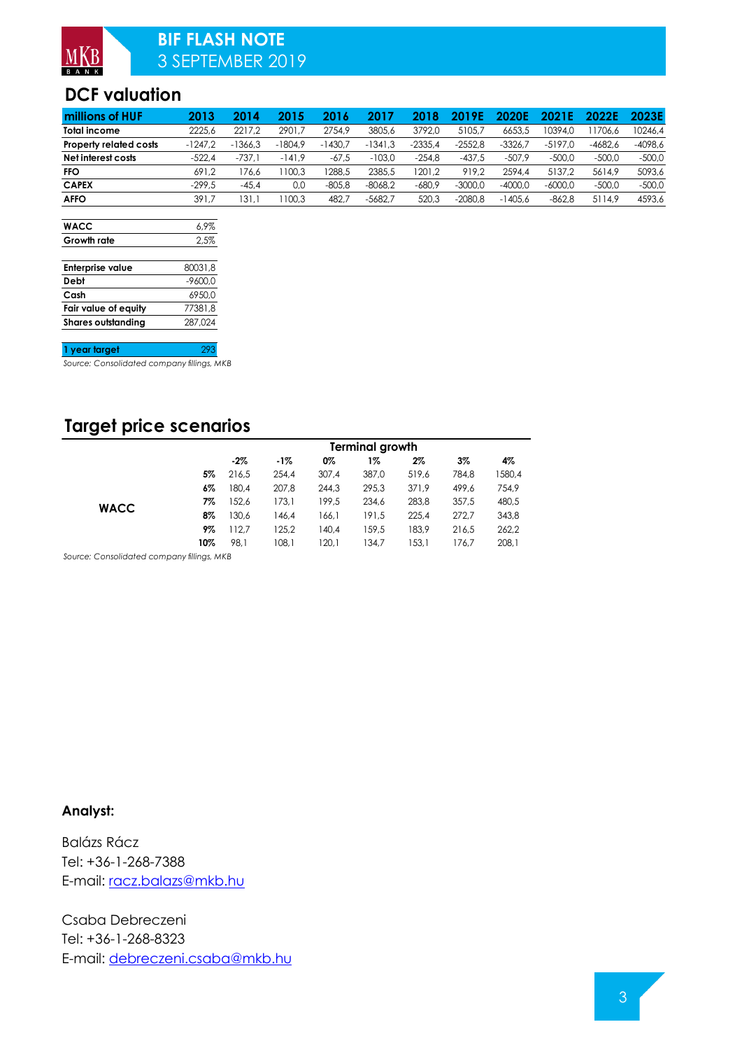## DCF valuation

| millions of HUF | 2013 | 2014 | 2015 | 2016 | 2017 | 2018 | 2019E | 2020E | 2021E | 2022E | 2023E |
|---|---|---|---|---|---|---|---|---|---|---|---|
| Total income | 2225,6 | 2217,2 | 2901,7 | 2754,9 | 3805,6 | 3792,0 | 5105,7 | 6653,5 | 10394,0 | 11706,6 | 10246,4 |
| Property related costs | -1247,2 | -1366,3 | -1804,9 | -1430,7 | -1341,3 | -2335,4 | -2552,8 | -3326,7 | -5197,0 | -4682,6 | -4098,6 |
| Net interest costs | -522,4 | -737,1 | -141,9 | -67,5 | -103,0 | -254,8 | -437,5 | -507,9 | -500,0 | -500,0 | -500,0 |
| FFO | 691,2 | 176,6 | 1100,3 | 1288,5 | 2385,5 | 1201,2 | 919,2 | 2594,4 | 5137,2 | 5614,9 | 5093,6 |
| CAPEX | -299,5 | -45,4 | 0,0 | -805,8 | -8068,2 | -680,9 | -3000,0 | -4000,0 | -6000,0 | -500,0 | -500,0 |
| AFFO | 391,7 | 131,1 | 1100,3 | 482,7 | -5682,7 | 520,3 | -2080,8 | -1405,6 | -862,8 | 5114,9 | 4593,6 |

| | |
|---|---|
| WACC | 6,9% |
| Growth rate | 2,5% |

| | |
|---|---|
| Enterprise value | 80031,8 |
| Debt | -9600,0 |
| Cash | 6950,0 |
| Fair value of equity | 77381,8 |
| Shares outstanding | 287,024 |

| | |
|---|---|
| 1 year target | 293 |

*Source: Consolidated company fillings, MKB*

## Target price scenarios

| | | Terminal growth | | | | | | |
|---|---|---|---|---|---|---|---|---|
| | | -2% | -1% | 0% | 1% | 2% | 3% | 4% |
| WACC | 5% | 216,5 | 254,4 | 307,4 | 387,0 | 519,6 | 784,8 | 1580,4 |
| | 6% | 180,4 | 207,8 | 244,3 | 295,3 | 371,9 | 499,6 | 754,9 |
| | 7% | 152,6 | 173,1 | 199,5 | 234,6 | 283,8 | 357,5 | 480,5 |
| | 8% | 130,6 | 146,4 | 166,1 | 191,5 | 225,4 | 272,7 | 343,8 |
| | 9% | 112,7 | 125,2 | 140,4 | 159,5 | 183,9 | 216,5 | 262,2 |
| | 10% | 98,1 | 108,1 | 120,1 | 134,7 | 153,1 | 176,7 | 208,1 |

*Source: Consolidated company fillings, MKB*

**Analyst:**

Balázs Rácz
Tel: +36-1-268-7388
E-mail: racz.balazs@mkb.hu

Csaba Debreczeni
Tel: +36-1-268-8323
E-mail: debreczeni.csaba@mkb.hu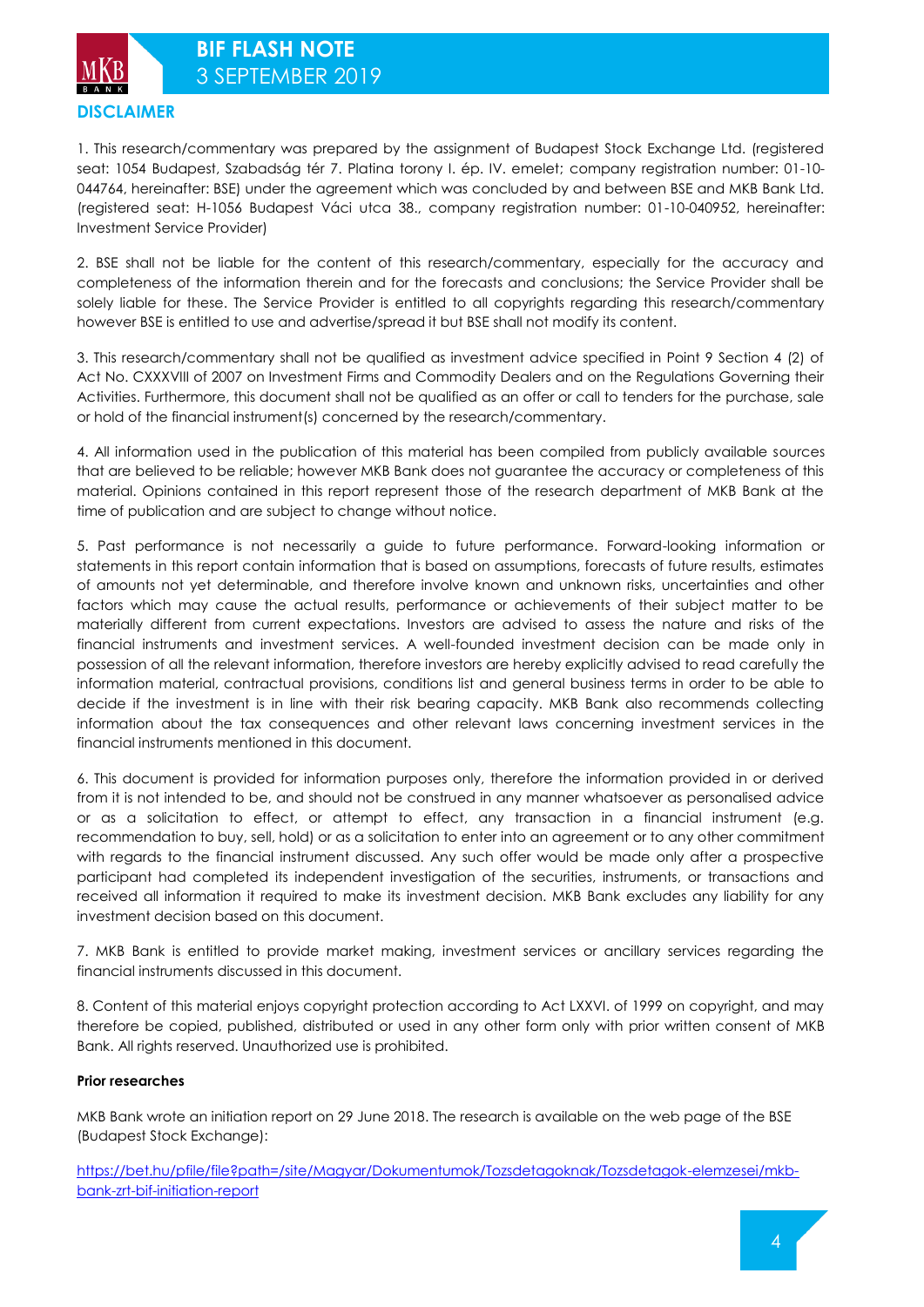## DISCLAIMER

1. This research/commentary was prepared by the assignment of Budapest Stock Exchange Ltd. (registered seat: 1054 Budapest, Szabadság tér 7. Platina torony I. ép. IV. emelet; company registration number: 01-10-044764, hereinafter: BSE) under the agreement which was concluded by and between BSE and MKB Bank Ltd. (registered seat: H-1056 Budapest Váci utca 38., company registration number: 01-10-040952, hereinafter: Investment Service Provider)

2. BSE shall not be liable for the content of this research/commentary, especially for the accuracy and completeness of the information therein and for the forecasts and conclusions; the Service Provider shall be solely liable for these. The Service Provider is entitled to all copyrights regarding this research/commentary however BSE is entitled to use and advertise/spread it but BSE shall not modify its content.

3. This research/commentary shall not be qualified as investment advice specified in Point 9 Section 4 (2) of Act No. CXXXVIII of 2007 on Investment Firms and Commodity Dealers and on the Regulations Governing their Activities. Furthermore, this document shall not be qualified as an offer or call to tenders for the purchase, sale or hold of the financial instrument(s) concerned by the research/commentary.

4. All information used in the publication of this material has been compiled from publicly available sources that are believed to be reliable; however MKB Bank does not guarantee the accuracy or completeness of this material. Opinions contained in this report represent those of the research department of MKB Bank at the time of publication and are subject to change without notice.

5. Past performance is not necessarily a guide to future performance. Forward-looking information or statements in this report contain information that is based on assumptions, forecasts of future results, estimates of amounts not yet determinable, and therefore involve known and unknown risks, uncertainties and other factors which may cause the actual results, performance or achievements of their subject matter to be materially different from current expectations. Investors are advised to assess the nature and risks of the financial instruments and investment services. A well-founded investment decision can be made only in possession of all the relevant information, therefore investors are hereby explicitly advised to read carefully the information material, contractual provisions, conditions list and general business terms in order to be able to decide if the investment is in line with their risk bearing capacity. MKB Bank also recommends collecting information about the tax consequences and other relevant laws concerning investment services in the financial instruments mentioned in this document.

6. This document is provided for information purposes only, therefore the information provided in or derived from it is not intended to be, and should not be construed in any manner whatsoever as personalised advice or as a solicitation to effect, or attempt to effect, any transaction in a financial instrument (e.g. recommendation to buy, sell, hold) or as a solicitation to enter into an agreement or to any other commitment with regards to the financial instrument discussed. Any such offer would be made only after a prospective participant had completed its independent investigation of the securities, instruments, or transactions and received all information it required to make its investment decision. MKB Bank excludes any liability for any investment decision based on this document.

7. MKB Bank is entitled to provide market making, investment services or ancillary services regarding the financial instruments discussed in this document.

8. Content of this material enjoys copyright protection according to Act LXXVI. of 1999 on copyright, and may therefore be copied, published, distributed or used in any other form only with prior written consent of MKB Bank. All rights reserved. Unauthorized use is prohibited.

**Prior researches**

MKB Bank wrote an initiation report on 29 June 2018. The research is available on the web page of the BSE (Budapest Stock Exchange):

https://bet.hu/pfile/file?path=/site/Magyar/Dokumentumok/Tozsdetagoknak/Tozsdetagok-elemzesei/mkb-bank-zrt-bif-initiation-report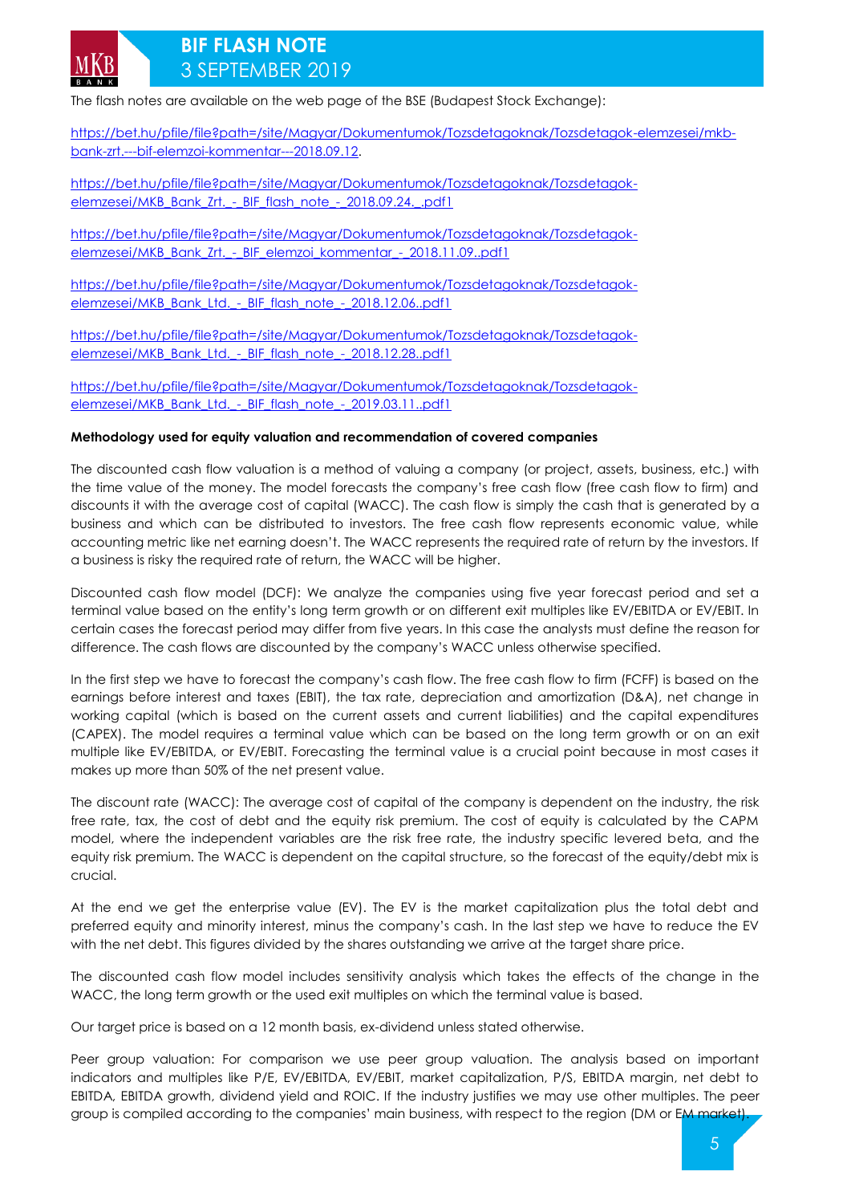The flash notes are available on the web page of the BSE (Budapest Stock Exchange):

https://bet.hu/pfile/file?path=/site/Magyar/Dokumentumok/Tozsdetagoknak/Tozsdetagok-elemzesei/mkb-bank-zrt.---bif-elemzoi-kommentar---2018.09.12.

https://bet.hu/pfile/file?path=/site/Magyar/Dokumentumok/Tozsdetagoknak/Tozsdetagok-elemzesei/MKB_Bank_Zrt._-_BIF_flash_note_-_2018.09.24._.pdf1

https://bet.hu/pfile/file?path=/site/Magyar/Dokumentumok/Tozsdetagoknak/Tozsdetagok-elemzesei/MKB_Bank_Zrt._-_BIF_elemzoi_kommentar_-_2018.11.09..pdf1

https://bet.hu/pfile/file?path=/site/Magyar/Dokumentumok/Tozsdetagoknak/Tozsdetagok-elemzesei/MKB_Bank_Ltd._-_BIF_flash_note_-_2018.12.06..pdf1

https://bet.hu/pfile/file?path=/site/Magyar/Dokumentumok/Tozsdetagoknak/Tozsdetagok-elemzesei/MKB_Bank_Ltd._-_BIF_flash_note_-_2018.12.28..pdf1

https://bet.hu/pfile/file?path=/site/Magyar/Dokumentumok/Tozsdetagoknak/Tozsdetagok-elemzesei/MKB_Bank_Ltd._-_BIF_flash_note_-_2019.03.11..pdf1

**Methodology used for equity valuation and recommendation of covered companies**

The discounted cash flow valuation is a method of valuing a company (or project, assets, business, etc.) with the time value of the money. The model forecasts the company's free cash flow (free cash flow to firm) and discounts it with the average cost of capital (WACC). The cash flow is simply the cash that is generated by a business and which can be distributed to investors. The free cash flow represents economic value, while accounting metric like net earning doesn't. The WACC represents the required rate of return by the investors. If a business is risky the required rate of return, the WACC will be higher.

Discounted cash flow model (DCF): We analyze the companies using five year forecast period and set a terminal value based on the entity's long term growth or on different exit multiples like EV/EBITDA or EV/EBIT. In certain cases the forecast period may differ from five years. In this case the analysts must define the reason for difference. The cash flows are discounted by the company's WACC unless otherwise specified.

In the first step we have to forecast the company's cash flow. The free cash flow to firm (FCFF) is based on the earnings before interest and taxes (EBIT), the tax rate, depreciation and amortization (D&A), net change in working capital (which is based on the current assets and current liabilities) and the capital expenditures (CAPEX). The model requires a terminal value which can be based on the long term growth or on an exit multiple like EV/EBITDA, or EV/EBIT. Forecasting the terminal value is a crucial point because in most cases it makes up more than 50% of the net present value.

The discount rate (WACC): The average cost of capital of the company is dependent on the industry, the risk free rate, tax, the cost of debt and the equity risk premium. The cost of equity is calculated by the CAPM model, where the independent variables are the risk free rate, the industry specific levered beta, and the equity risk premium. The WACC is dependent on the capital structure, so the forecast of the equity/debt mix is crucial.

At the end we get the enterprise value (EV). The EV is the market capitalization plus the total debt and preferred equity and minority interest, minus the company's cash. In the last step we have to reduce the EV with the net debt. This figures divided by the shares outstanding we arrive at the target share price.

The discounted cash flow model includes sensitivity analysis which takes the effects of the change in the WACC, the long term growth or the used exit multiples on which the terminal value is based.

Our target price is based on a 12 month basis, ex-dividend unless stated otherwise.

Peer group valuation: For comparison we use peer group valuation. The analysis based on important indicators and multiples like P/E, EV/EBITDA, EV/EBIT, market capitalization, P/S, EBITDA margin, net debt to EBITDA, EBITDA growth, dividend yield and ROIC. If the industry justifies we may use other multiples. The peer group is compiled according to the companies' main business, with respect to the region (DM or EM market).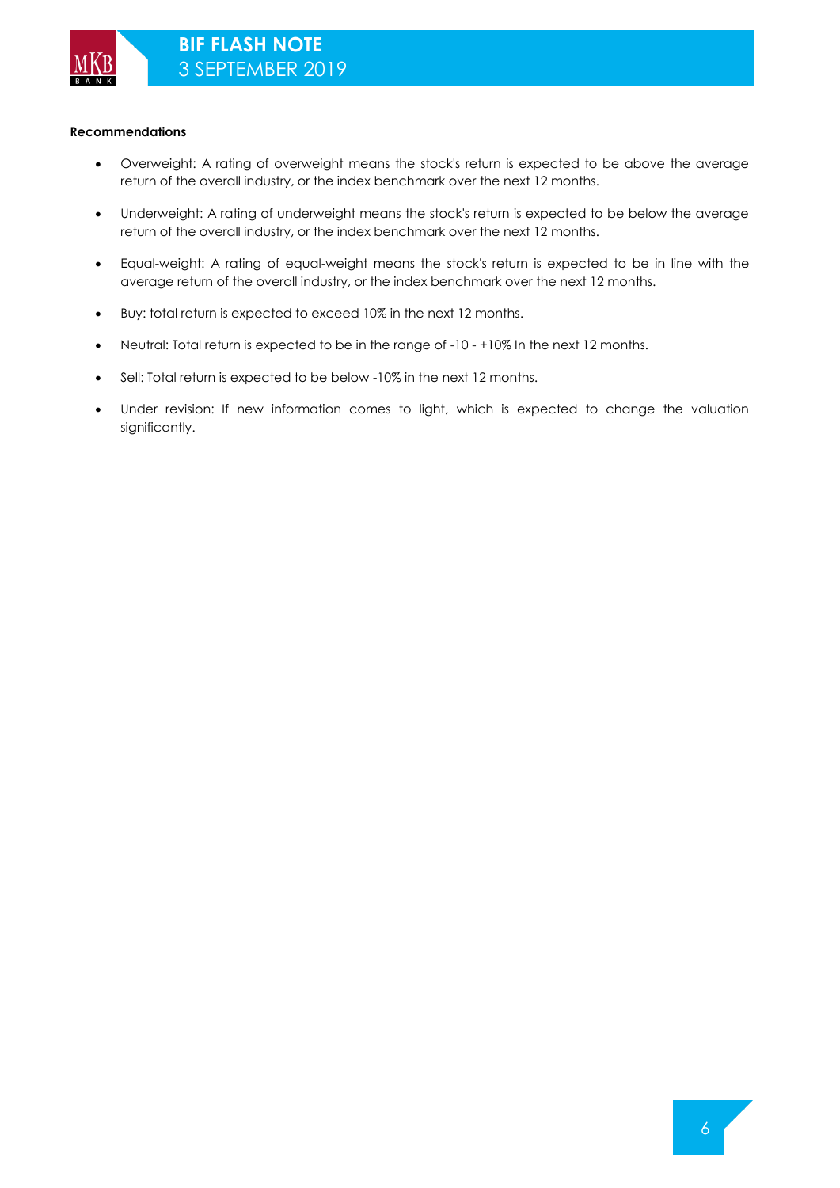**Recommendations**

- Overweight: A rating of overweight means the stock's return is expected to be above the average return of the overall industry, or the index benchmark over the next 12 months.
- Underweight: A rating of underweight means the stock's return is expected to be below the average return of the overall industry, or the index benchmark over the next 12 months.
- Equal-weight: A rating of equal-weight means the stock's return is expected to be in line with the average return of the overall industry, or the index benchmark over the next 12 months.
- Buy: total return is expected to exceed 10% in the next 12 months.
- Neutral: Total return is expected to be in the range of -10 - +10% In the next 12 months.
- Sell: Total return is expected to be below -10% in the next 12 months.
- Under revision: If new information comes to light, which is expected to change the valuation significantly.